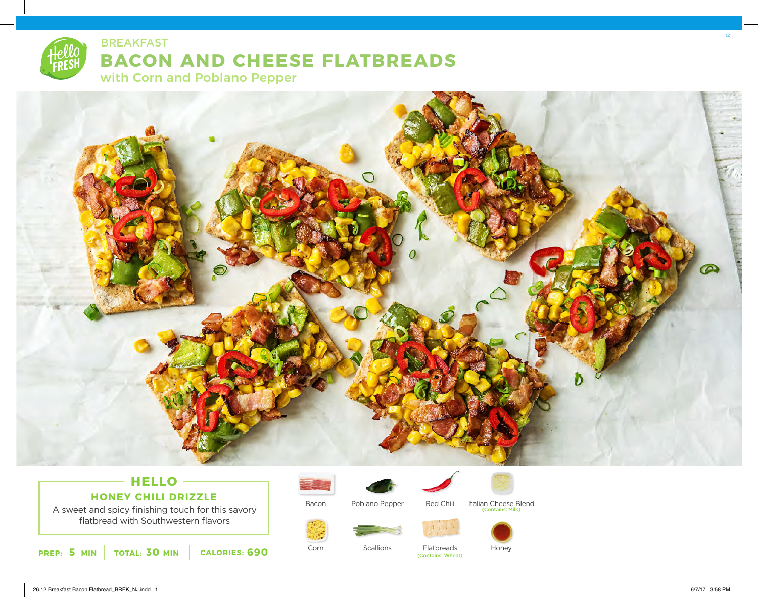BREAKFAST

# BACON AND CHEESE FLATBREADS

## with Corn and Poblano Pepper

### HELLO

**HONEY CHILI DRIZZLE**

A sweet and spicy finishing touch for this savory flatbread with Southwestern flavors

**PREP: 5 MIN** | **TOTAL: 30 MIN** | **CALORIES: 690**

- Bacon
- Poblano Pepper
- Red Chili
- Italian Cheese Blend (Contains: Milk)
- Corn
- Scallions
- Flatbreads (Contains: Wheat)
- Honey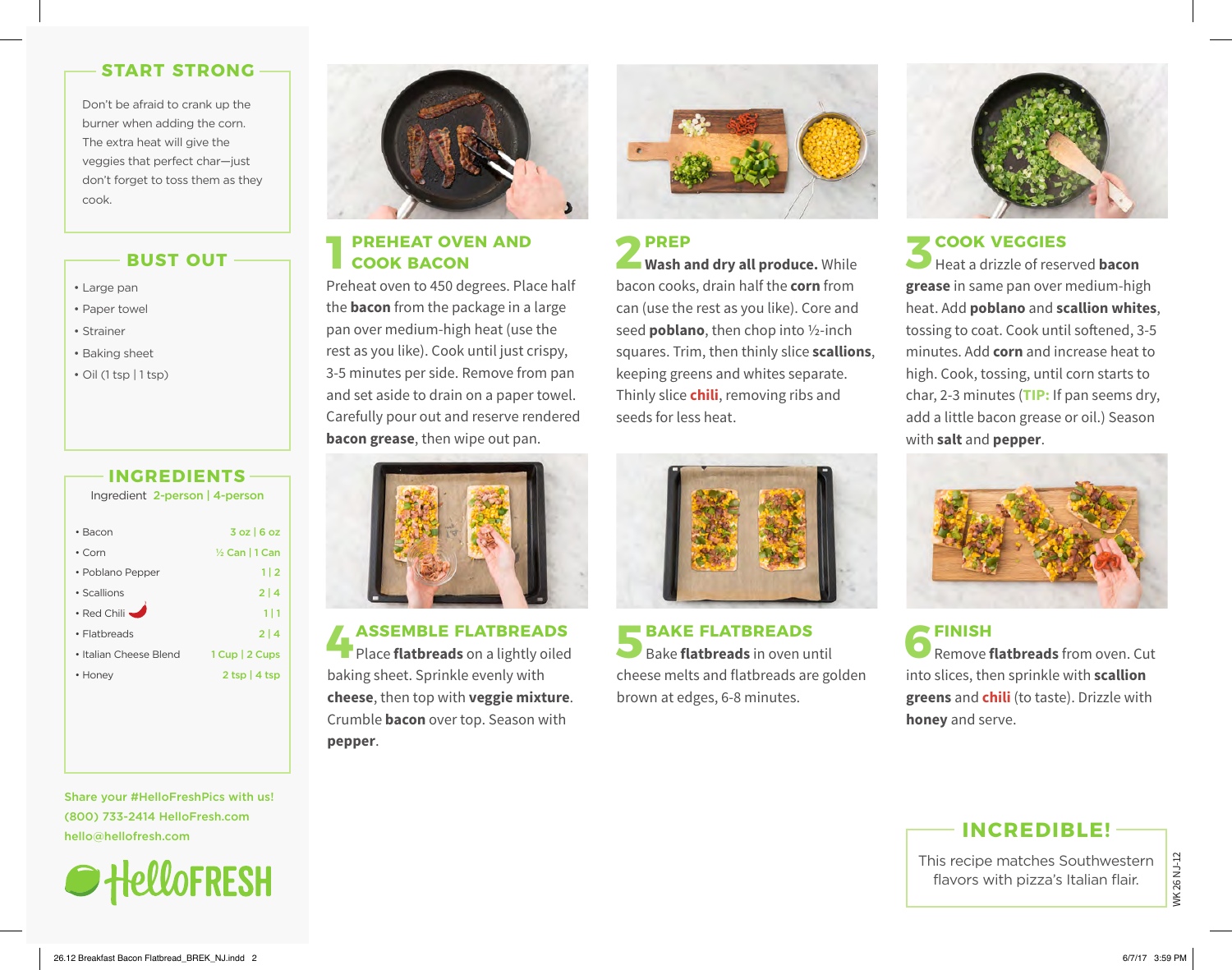## START STRONG

Don't be afraid to crank up the burner when adding the corn. The extra heat will give the veggies that perfect char—just don't forget to toss them as they cook.

## BUST OUT

- Large pan
- Paper towel
- Strainer
- Baking sheet
- Oil (1 tsp | 1 tsp)

## INGREDIENTS

| Ingredient | 2-person \| 4-person |
|---|---|
| Bacon | 3 oz \| 6 oz |
| Corn | ½ Can \| 1 Can |
| Poblano Pepper | 1 \| 2 |
| Scallions | 2 \| 4 |
| Red Chili | 1 \| 1 |
| Flatbreads | 2 \| 4 |
| Italian Cheese Blend | 1 Cup \| 2 Cups |
| Honey | 2 tsp \| 4 tsp |

Share your #HelloFreshPics with us!
(800) 733-2414 HelloFresh.com
hello@hellofresh.com

HelloFRESH

## 1 PREHEAT OVEN AND COOK BACON

Preheat oven to 450 degrees. Place half the **bacon** from the package in a large pan over medium-high heat (use the rest as you like). Cook until just crispy, 3-5 minutes per side. Remove from pan and set aside to drain on a paper towel. Carefully pour out and reserve rendered **bacon grease**, then wipe out pan.

## 2 PREP

**Wash and dry all produce.** While bacon cooks, drain half the **corn** from can (use the rest as you like). Core and seed **poblano**, then chop into ½-inch squares. Trim, then thinly slice **scallions**, keeping greens and whites separate. Thinly slice **chili**, removing ribs and seeds for less heat.

## 3 COOK VEGGIES

Heat a drizzle of reserved **bacon grease** in same pan over medium-high heat. Add **poblano** and **scallion whites**, tossing to coat. Cook until softened, 3-5 minutes. Add **corn** and increase heat to high. Cook, tossing, until corn starts to char, 2-3 minutes (**TIP:** If pan seems dry, add a little bacon grease or oil.) Season with **salt** and **pepper**.

## 4 ASSEMBLE FLATBREADS

Place **flatbreads** on a lightly oiled baking sheet. Sprinkle evenly with **cheese**, then top with **veggie mixture**. Crumble **bacon** over top. Season with **pepper**.

## 5 BAKE FLATBREADS

Bake **flatbreads** in oven until cheese melts and flatbreads are golden brown at edges, 6-8 minutes.

## 6 FINISH

Remove **flatbreads** from oven. Cut into slices, then sprinkle with **scallion greens** and **chili** (to taste). Drizzle with **honey** and serve.

## INCREDIBLE!

This recipe matches Southwestern flavors with pizza's Italian flair.

WK 26 NJ-12